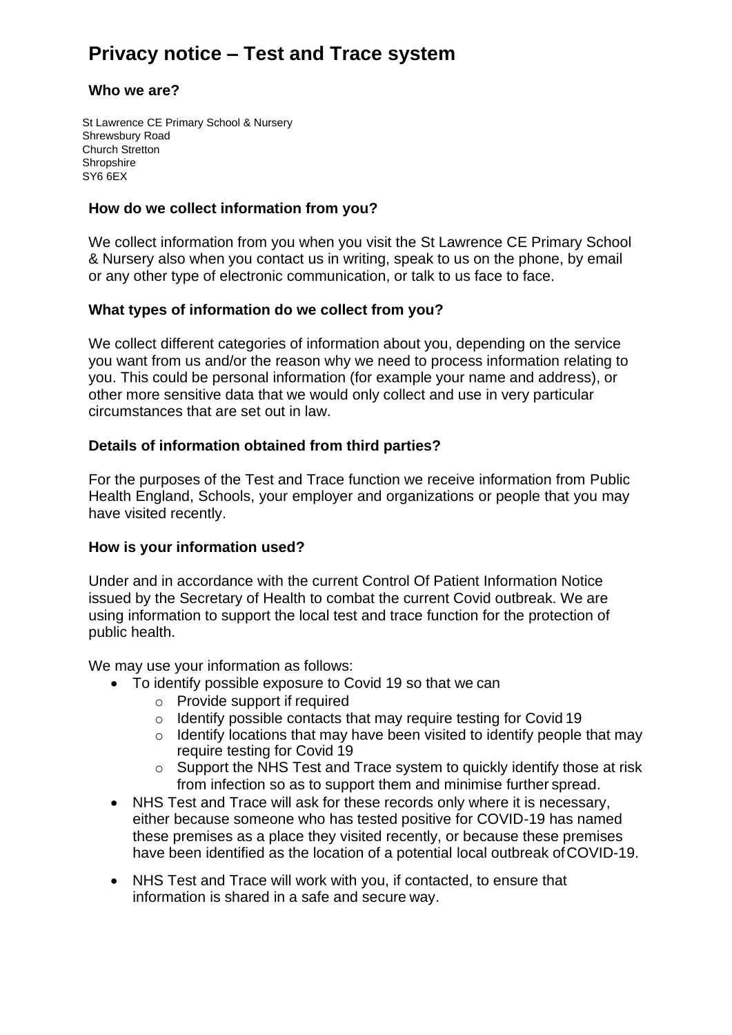# Privacy notice – Test and Trace system

## Who we are?

St Lawrence CE Primary School & Nursery
Shrewsbury Road
Church Stretton
Shropshire
SY6 6EX

### How do we collect information from you?

We collect information from you when you visit the St Lawrence CE Primary School & Nursery also when you contact us in writing, speak to us on the phone, by email or any other type of electronic communication, or talk to us face to face.

### What types of information do we collect from you?

We collect different categories of information about you, depending on the service you want from us and/or the reason why we need to process information relating to you. This could be personal information (for example your name and address), or other more sensitive data that we would only collect and use in very particular circumstances that are set out in law.

### Details of information obtained from third parties?

For the purposes of the Test and Trace function we receive information from Public Health England, Schools, your employer and organizations or people that you may have visited recently.

### How is your information used?

Under and in accordance with the current Control Of Patient Information Notice issued by the Secretary of Health to combat the current Covid outbreak. We are using information to support the local test and trace function for the protection of public health.

We may use your information as follows:

- To identify possible exposure to Covid 19 so that we can
  - Provide support if required
  - Identify possible contacts that may require testing for Covid 19
  - Identify locations that may have been visited to identify people that may require testing for Covid 19
  - Support the NHS Test and Trace system to quickly identify those at risk from infection so as to support them and minimise further spread.
- NHS Test and Trace will ask for these records only where it is necessary, either because someone who has tested positive for COVID-19 has named these premises as a place they visited recently, or because these premises have been identified as the location of a potential local outbreak of COVID-19.
- NHS Test and Trace will work with you, if contacted, to ensure that information is shared in a safe and secure way.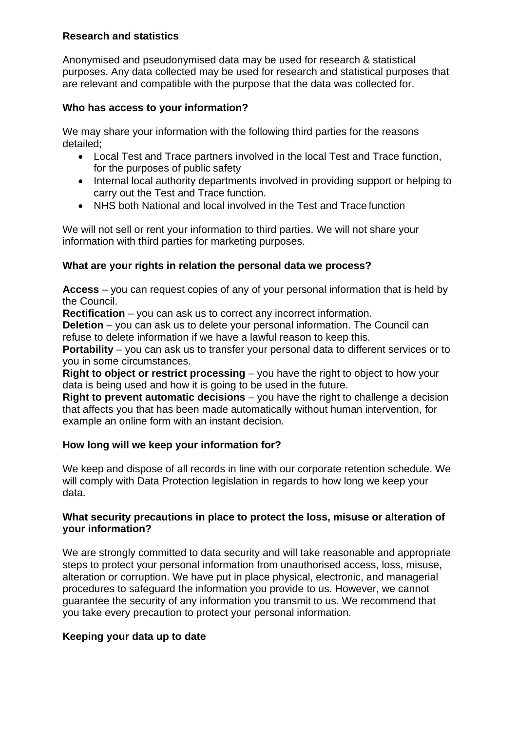**Research and statistics**

Anonymised and pseudonymised data may be used for research & statistical purposes. Any data collected may be used for research and statistical purposes that are relevant and compatible with the purpose that the data was collected for.

**Who has access to your information?**

We may share your information with the following third parties for the reasons detailed;

- Local Test and Trace partners involved in the local Test and Trace function, for the purposes of public safety
- Internal local authority departments involved in providing support or helping to carry out the Test and Trace function.
- NHS both National and local involved in the Test and Trace function

We will not sell or rent your information to third parties. We will not share your information with third parties for marketing purposes.

**What are your rights in relation the personal data we process?**

**Access** – you can request copies of any of your personal information that is held by the Council.
**Rectification** – you can ask us to correct any incorrect information.
**Deletion** – you can ask us to delete your personal information. The Council can refuse to delete information if we have a lawful reason to keep this.
**Portability** – you can ask us to transfer your personal data to different services or to you in some circumstances.
**Right to object or restrict processing** – you have the right to object to how your data is being used and how it is going to be used in the future.
**Right to prevent automatic decisions** – you have the right to challenge a decision that affects you that has been made automatically without human intervention, for example an online form with an instant decision.

**How long will we keep your information for?**

We keep and dispose of all records in line with our corporate retention schedule. We will comply with Data Protection legislation in regards to how long we keep your data.

**What security precautions in place to protect the loss, misuse or alteration of your information?**

We are strongly committed to data security and will take reasonable and appropriate steps to protect your personal information from unauthorised access, loss, misuse, alteration or corruption. We have put in place physical, electronic, and managerial procedures to safeguard the information you provide to us. However, we cannot guarantee the security of any information you transmit to us. We recommend that you take every precaution to protect your personal information.

**Keeping your data up to date**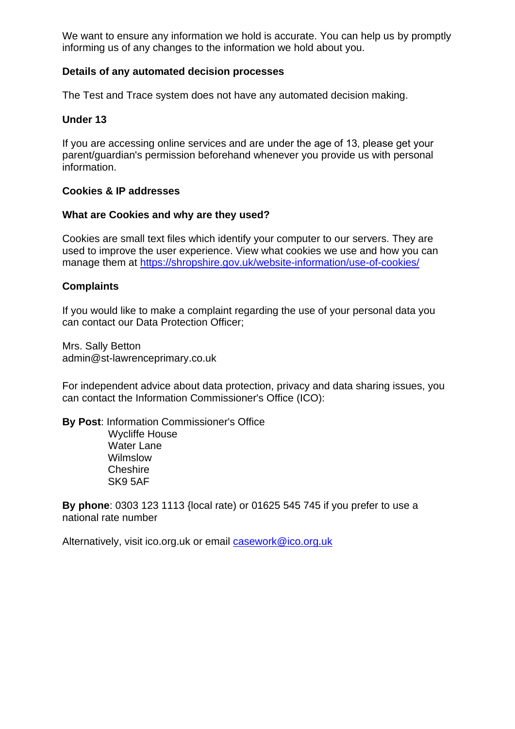We want to ensure any information we hold is accurate. You can help us by promptly informing us of any changes to the information we hold about you.

**Details of any automated decision processes**

The Test and Trace system does not have any automated decision making.

**Under 13**

If you are accessing online services and are under the age of 13, please get your parent/guardian's permission beforehand whenever you provide us with personal information.

**Cookies & IP addresses**

**What are Cookies and why are they used?**

Cookies are small text files which identify your computer to our servers. They are used to improve the user experience. View what cookies we use and how you can manage them at [https://shropshire.gov.uk/website-information/use-of-cookies/](https://shropshire.gov.uk/website-information/use-of-cookies/)

**Complaints**

If you would like to make a complaint regarding the use of your personal data you can contact our Data Protection Officer;

Mrs. Sally Betton
admin@st-lawrenceprimary.co.uk

For independent advice about data protection, privacy and data sharing issues, you can contact the Information Commissioner's Office (ICO):

**By Post**: Information Commissioner's Office
Wycliffe House
Water Lane
Wilmslow
Cheshire
SK9 5AF

**By phone**: 0303 123 1113 {local rate) or 01625 545 745 if you prefer to use a national rate number

Alternatively, visit ico.org.uk or email [casework@ico.org.uk](mailto:casework@ico.org.uk)